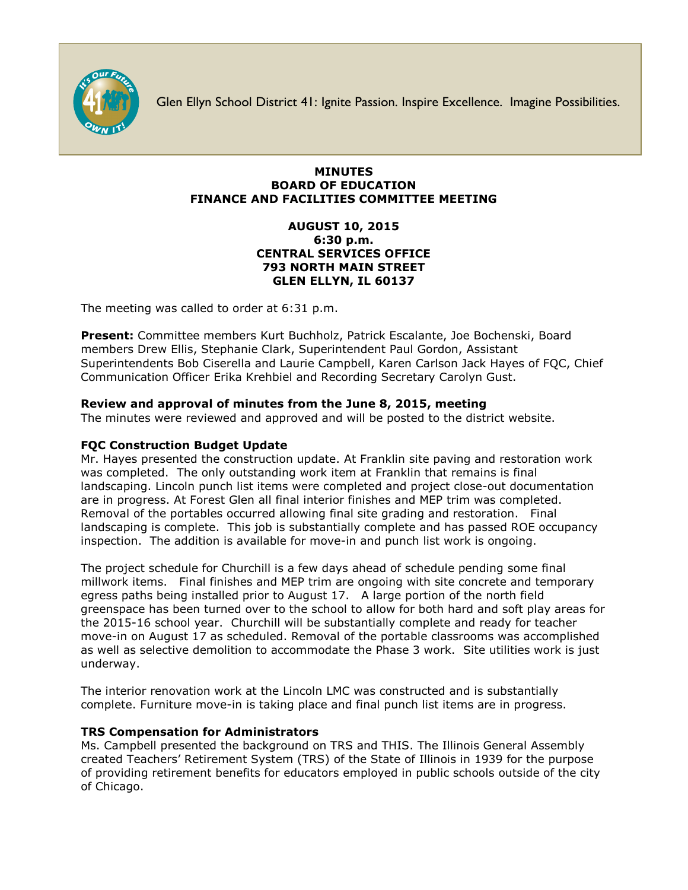Glen Ellyn School District 41: Ignite Passion. Inspire Excellence. Imagine Possibilities.

**MINUTES**
**BOARD OF EDUCATION**
**FINANCE AND FACILITIES COMMITTEE MEETING**

**AUGUST 10, 2015**
**6:30 p.m.**
**CENTRAL SERVICES OFFICE**
**793 NORTH MAIN STREET**
**GLEN ELLYN, IL 60137**

The meeting was called to order at 6:31 p.m.

**Present:** Committee members Kurt Buchholz, Patrick Escalante, Joe Bochenski, Board members Drew Ellis, Stephanie Clark, Superintendent Paul Gordon, Assistant Superintendents Bob Ciserella and Laurie Campbell, Karen Carlson Jack Hayes of FQC, Chief Communication Officer Erika Krehbiel and Recording Secretary Carolyn Gust.

**Review and approval of minutes from the June 8, 2015, meeting**
The minutes were reviewed and approved and will be posted to the district website.

**FQC Construction Budget Update**
Mr. Hayes presented the construction update. At Franklin site paving and restoration work was completed. The only outstanding work item at Franklin that remains is final landscaping. Lincoln punch list items were completed and project close-out documentation are in progress. At Forest Glen all final interior finishes and MEP trim was completed. Removal of the portables occurred allowing final site grading and restoration. Final landscaping is complete. This job is substantially complete and has passed ROE occupancy inspection. The addition is available for move-in and punch list work is ongoing.

The project schedule for Churchill is a few days ahead of schedule pending some final millwork items. Final finishes and MEP trim are ongoing with site concrete and temporary egress paths being installed prior to August 17. A large portion of the north field greenspace has been turned over to the school to allow for both hard and soft play areas for the 2015-16 school year. Churchill will be substantially complete and ready for teacher move-in on August 17 as scheduled. Removal of the portable classrooms was accomplished as well as selective demolition to accommodate the Phase 3 work. Site utilities work is just underway.

The interior renovation work at the Lincoln LMC was constructed and is substantially complete. Furniture move-in is taking place and final punch list items are in progress.

**TRS Compensation for Administrators**
Ms. Campbell presented the background on TRS and THIS. The Illinois General Assembly created Teachers' Retirement System (TRS) of the State of Illinois in 1939 for the purpose of providing retirement benefits for educators employed in public schools outside of the city of Chicago.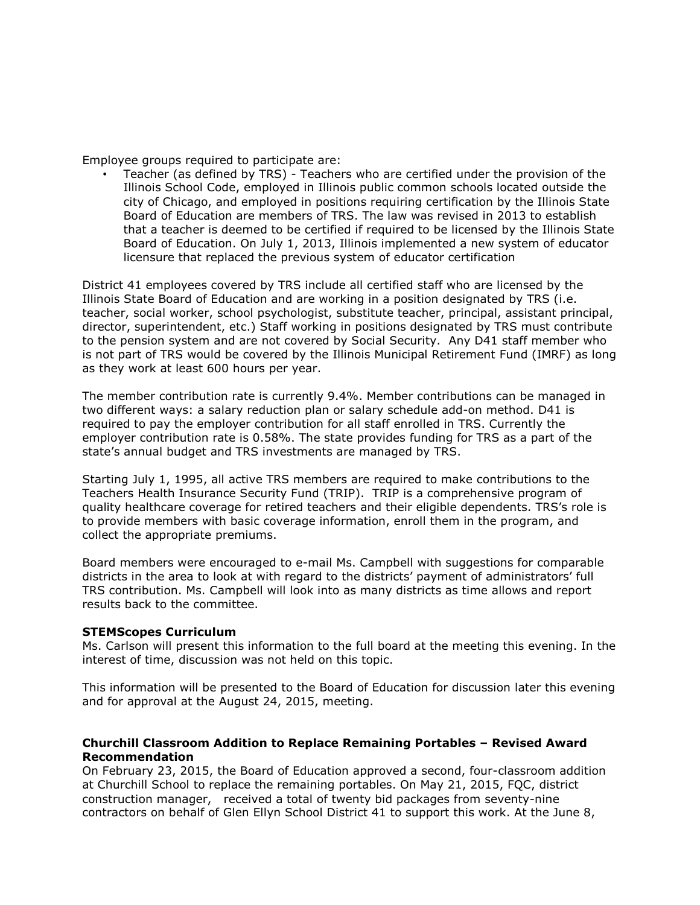Employee groups required to participate are:

- Teacher (as defined by TRS) - Teachers who are certified under the provision of the Illinois School Code, employed in Illinois public common schools located outside the city of Chicago, and employed in positions requiring certification by the Illinois State Board of Education are members of TRS. The law was revised in 2013 to establish that a teacher is deemed to be certified if required to be licensed by the Illinois State Board of Education. On July 1, 2013, Illinois implemented a new system of educator licensure that replaced the previous system of educator certification

District 41 employees covered by TRS include all certified staff who are licensed by the Illinois State Board of Education and are working in a position designated by TRS (i.e. teacher, social worker, school psychologist, substitute teacher, principal, assistant principal, director, superintendent, etc.) Staff working in positions designated by TRS must contribute to the pension system and are not covered by Social Security. Any D41 staff member who is not part of TRS would be covered by the Illinois Municipal Retirement Fund (IMRF) as long as they work at least 600 hours per year.

The member contribution rate is currently 9.4%. Member contributions can be managed in two different ways: a salary reduction plan or salary schedule add-on method. D41 is required to pay the employer contribution for all staff enrolled in TRS. Currently the employer contribution rate is 0.58%. The state provides funding for TRS as a part of the state's annual budget and TRS investments are managed by TRS.

Starting July 1, 1995, all active TRS members are required to make contributions to the Teachers Health Insurance Security Fund (TRIP). TRIP is a comprehensive program of quality healthcare coverage for retired teachers and their eligible dependents. TRS's role is to provide members with basic coverage information, enroll them in the program, and collect the appropriate premiums.

Board members were encouraged to e-mail Ms. Campbell with suggestions for comparable districts in the area to look at with regard to the districts' payment of administrators' full TRS contribution. Ms. Campbell will look into as many districts as time allows and report results back to the committee.

**STEMScopes Curriculum**

Ms. Carlson will present this information to the full board at the meeting this evening. In the interest of time, discussion was not held on this topic.

This information will be presented to the Board of Education for discussion later this evening and for approval at the August 24, 2015, meeting.

**Churchill Classroom Addition to Replace Remaining Portables – Revised Award Recommendation**

On February 23, 2015, the Board of Education approved a second, four-classroom addition at Churchill School to replace the remaining portables. On May 21, 2015, FQC, district construction manager, received a total of twenty bid packages from seventy-nine contractors on behalf of Glen Ellyn School District 41 to support this work. At the June 8,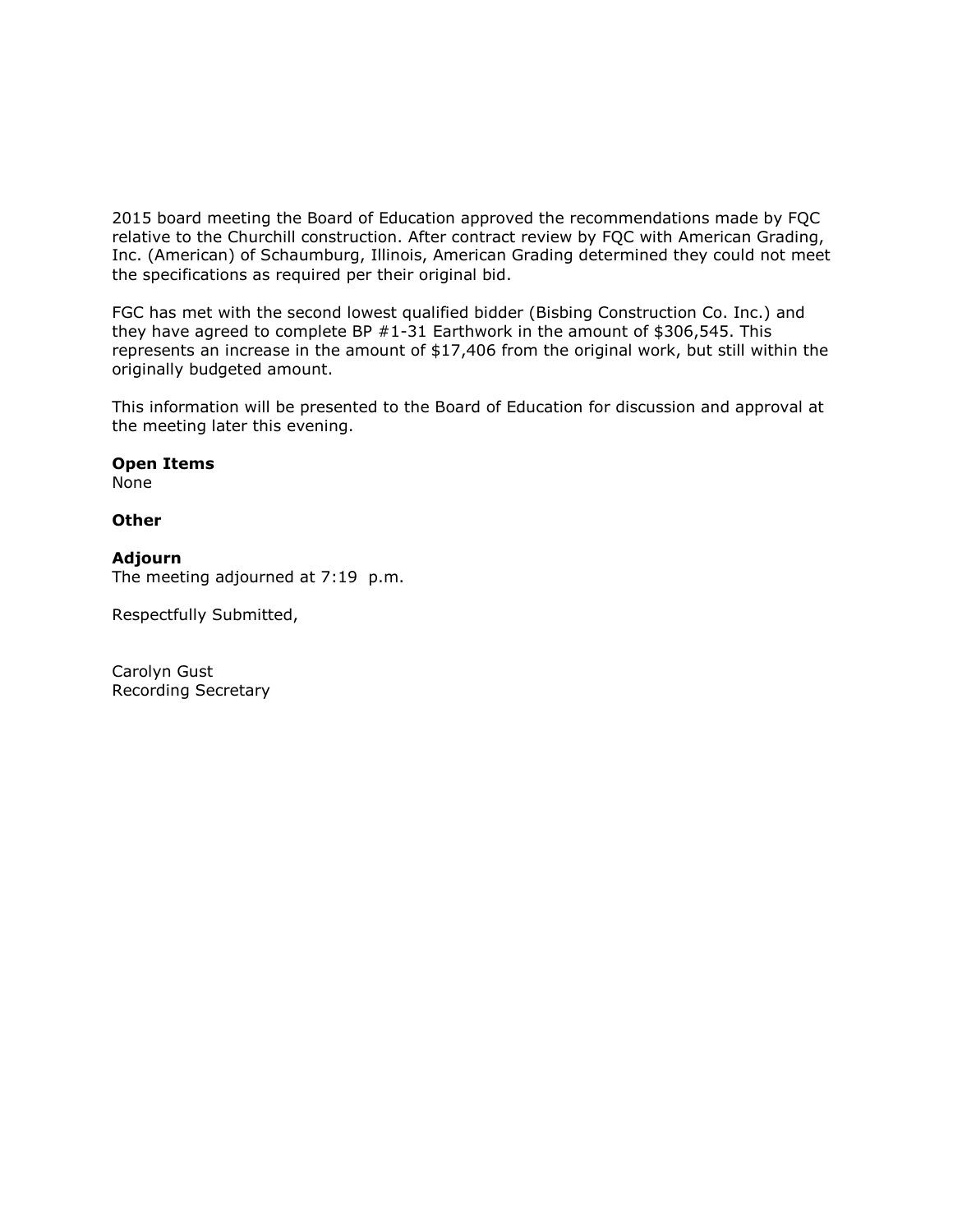2015 board meeting the Board of Education approved the recommendations made by FQC relative to the Churchill construction. After contract review by FQC with American Grading, Inc. (American) of Schaumburg, Illinois, American Grading determined they could not meet the specifications as required per their original bid.

FGC has met with the second lowest qualified bidder (Bisbing Construction Co. Inc.) and they have agreed to complete BP #1-31 Earthwork in the amount of $306,545. This represents an increase in the amount of $17,406 from the original work, but still within the originally budgeted amount.

This information will be presented to the Board of Education for discussion and approval at the meeting later this evening.

**Open Items**
None

**Other**

**Adjourn**
The meeting adjourned at 7:19 p.m.

Respectfully Submitted,

Carolyn Gust
Recording Secretary